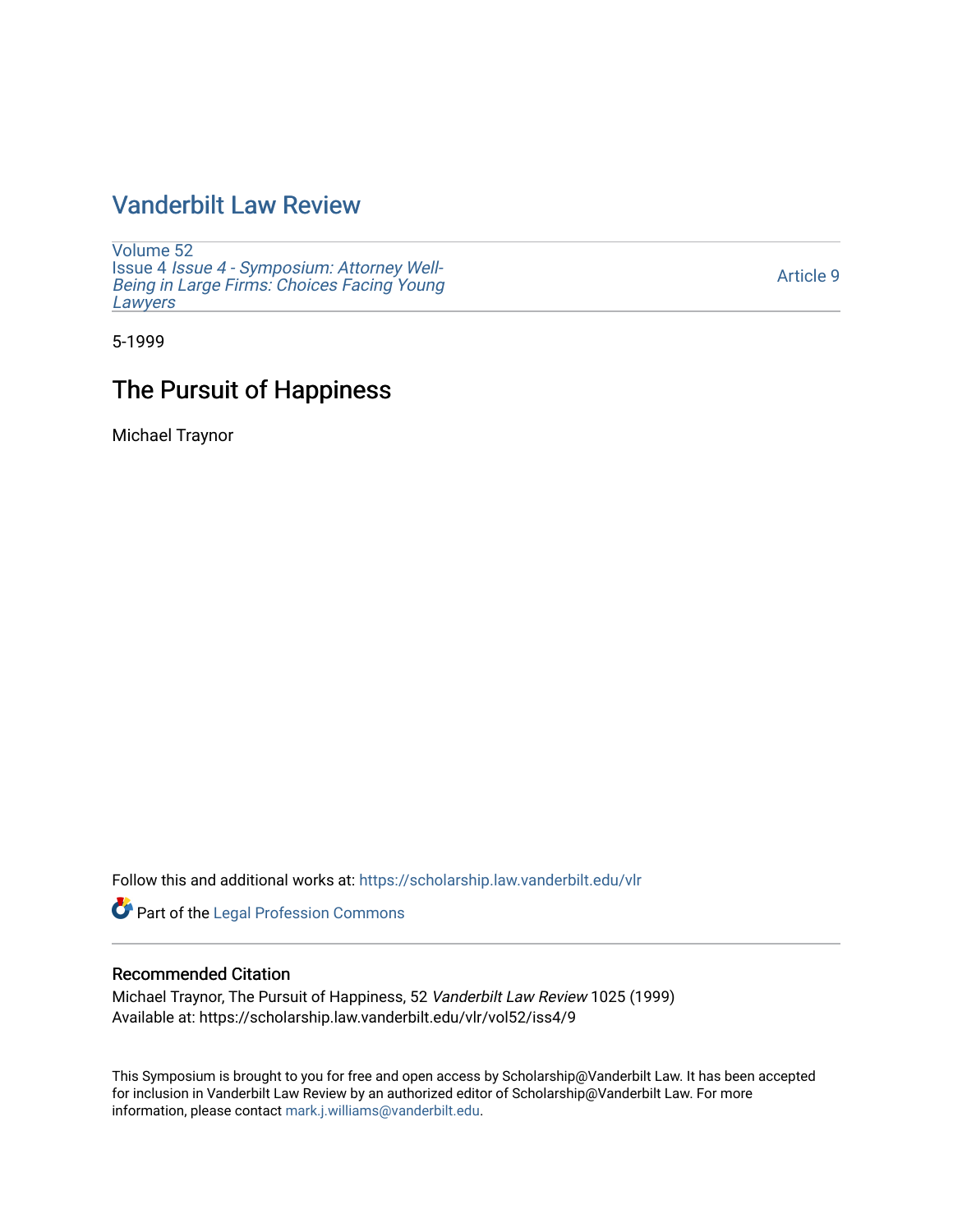# Vanderbilt Law Review

Volume 52
Issue 4 *Issue 4 - Symposium: Attorney Well-Being in Large Firms: Choices Facing Young Lawyers*

Article 9

5-1999

## The Pursuit of Happiness

Michael Traynor

Follow this and additional works at: https://scholarship.law.vanderbilt.edu/vlr

Part of the Legal Profession Commons

### Recommended Citation

Michael Traynor, The Pursuit of Happiness, 52 *Vanderbilt Law Review* 1025 (1999)
Available at: https://scholarship.law.vanderbilt.edu/vlr/vol52/iss4/9

This Symposium is brought to you for free and open access by Scholarship@Vanderbilt Law. It has been accepted for inclusion in Vanderbilt Law Review by an authorized editor of Scholarship@Vanderbilt Law. For more information, please contact mark.j.williams@vanderbilt.edu.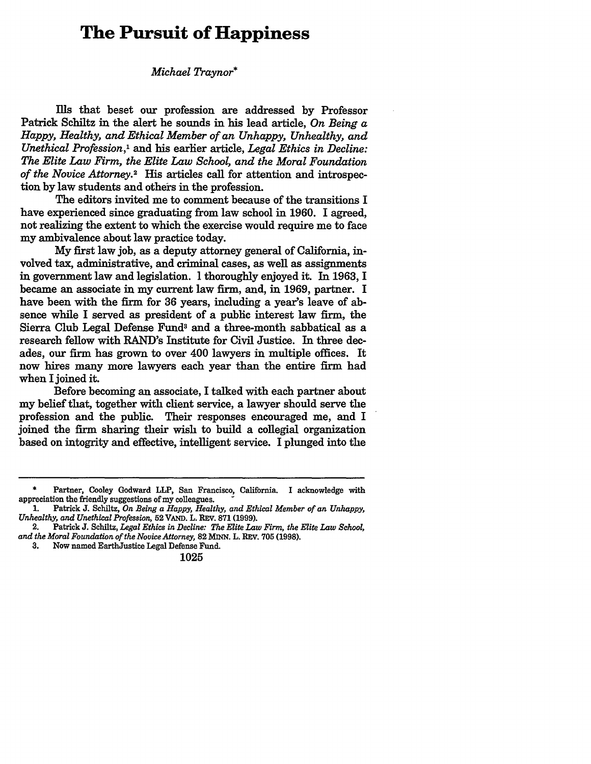# The Pursuit of Happiness

*Michael Traynor**

Ills that beset our profession are addressed by Professor Patrick Schiltz in the alert he sounds in his lead article, *On Being a Happy, Healthy, and Ethical Member of an Unhappy, Unhealthy, and Unethical Profession*,[1] and his earlier article, *Legal Ethics in Decline: The Elite Law Firm, the Elite Law School, and the Moral Foundation of the Novice Attorney*.[2] His articles call for attention and introspection by law students and others in the profession.

The editors invited me to comment because of the transitions I have experienced since graduating from law school in 1960. I agreed, not realizing the extent to which the exercise would require me to face my ambivalence about law practice today.

My first law job, as a deputy attorney general of California, involved tax, administrative, and criminal cases, as well as assignments in government law and legislation. I thoroughly enjoyed it. In 1963, I became an associate in my current law firm, and, in 1969, partner. I have been with the firm for 36 years, including a year's leave of absence while I served as president of a public interest law firm, the Sierra Club Legal Defense Fund[3] and a three-month sabbatical as a research fellow with RAND's Institute for Civil Justice. In three decades, our firm has grown to over 400 lawyers in multiple offices. It now hires many more lawyers each year than the entire firm had when I joined it.

Before becoming an associate, I talked with each partner about my belief that, together with client service, a lawyer should serve the profession and the public. Their responses encouraged me, and I joined the firm sharing their wish to build a collegial organization based on integrity and effective, intelligent service. I plunged into the

---

\* Partner, Cooley Godward LLP, San Francisco, California. I acknowledge with appreciation the friendly suggestions of my colleagues.

1. Patrick J. Schiltz, *On Being a Happy, Healthy, and Ethical Member of an Unhappy, Unhealthy, and Unethical Profession*, 52 VAND. L. REV. 871 (1999).

2. Patrick J. Schiltz, *Legal Ethics in Decline: The Elite Law Firm, the Elite Law School, and the Moral Foundation of the Novice Attorney*, 82 MINN. L. REV. 705 (1998).

3. Now named EarthJustice Legal Defense Fund.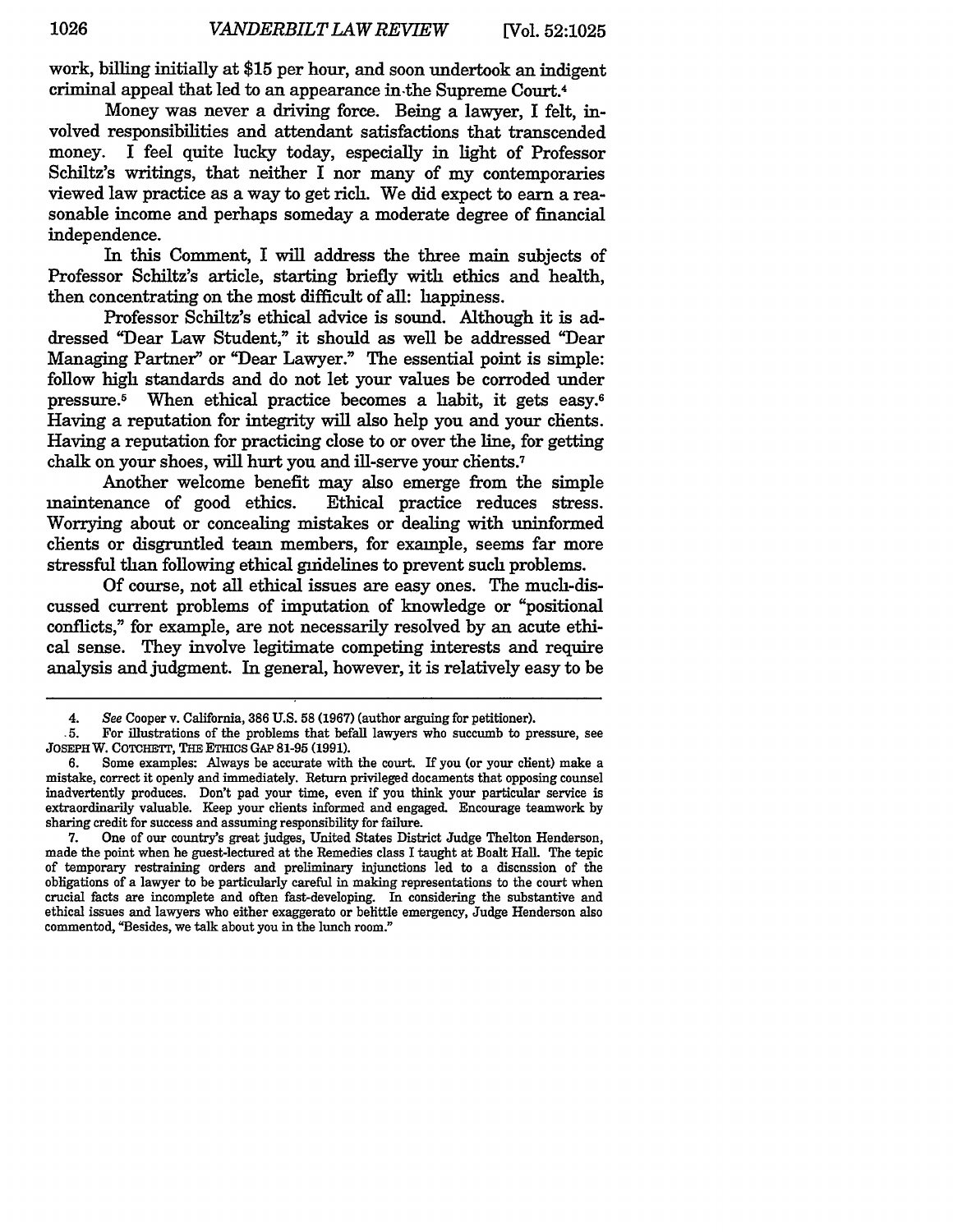work, billing initially at $15 per hour, and soon undertook an indigent criminal appeal that led to an appearance in the Supreme Court.[4]

Money was never a driving force. Being a lawyer, I felt, involved responsibilities and attendant satisfactions that transcended money. I feel quite lucky today, especially in light of Professor Schiltz's writings, that neither I nor many of my contemporaries viewed law practice as a way to get rich. We did expect to earn a reasonable income and perhaps someday a moderate degree of financial independence.

In this Comment, I will address the three main subjects of Professor Schiltz's article, starting briefly with ethics and health, then concentrating on the most difficult of all: happiness.

Professor Schiltz's ethical advice is sound. Although it is addressed "Dear Law Student," it should as well be addressed "Dear Managing Partner" or "Dear Lawyer." The essential point is simple: follow high standards and do not let your values be corroded under pressure.[5] When ethical practice becomes a habit, it gets easy.[6] Having a reputation for integrity will also help you and your clients. Having a reputation for practicing close to or over the line, for getting chalk on your shoes, will hurt you and ill-serve your clients.[7]

Another welcome benefit may also emerge from the simple maintenance of good ethics. Ethical practice reduces stress. Worrying about or concealing mistakes or dealing with uninformed clients or disgruntled team members, for example, seems far more stressful than following ethical guidelines to prevent such problems.

Of course, not all ethical issues are easy ones. The much-discussed current problems of imputation of knowledge or "positional conflicts," for example, are not necessarily resolved by an acute ethical sense. They involve legitimate competing interests and require analysis and judgment. In general, however, it is relatively easy to be

---

4. *See* Cooper v. California, 386 U.S. 58 (1967) (author arguing for petitioner).

5. For illustrations of the problems that befall lawyers who succumb to pressure, see JOSEPH W. COTCHETT, THE ETHICS GAP 81-95 (1991).

6. Some examples: Always be accurate with the court. If you (or your client) make a mistake, correct it openly and immediately. Return privileged documents that opposing counsel inadvertently produces. Don't pad your time, even if you think your particular service is extraordinarily valuable. Keep your clients informed and engaged. Encourage teamwork by sharing credit for success and assuming responsibility for failure.

7. One of our country's great judges, United States District Judge Thelton Henderson, made the point when he guest-lectured at the Remedies class I taught at Boalt Hall. The topic of temporary restraining orders and preliminary injunctions led to a discussion of the obligations of a lawyer to be particularly careful in making representations to the court when crucial facts are incomplete and often fast-developing. In considering the substantive and ethical issues and lawyers who either exaggerate or belittle emergency, Judge Henderson also commented, "Besides, we talk about you in the lunch room."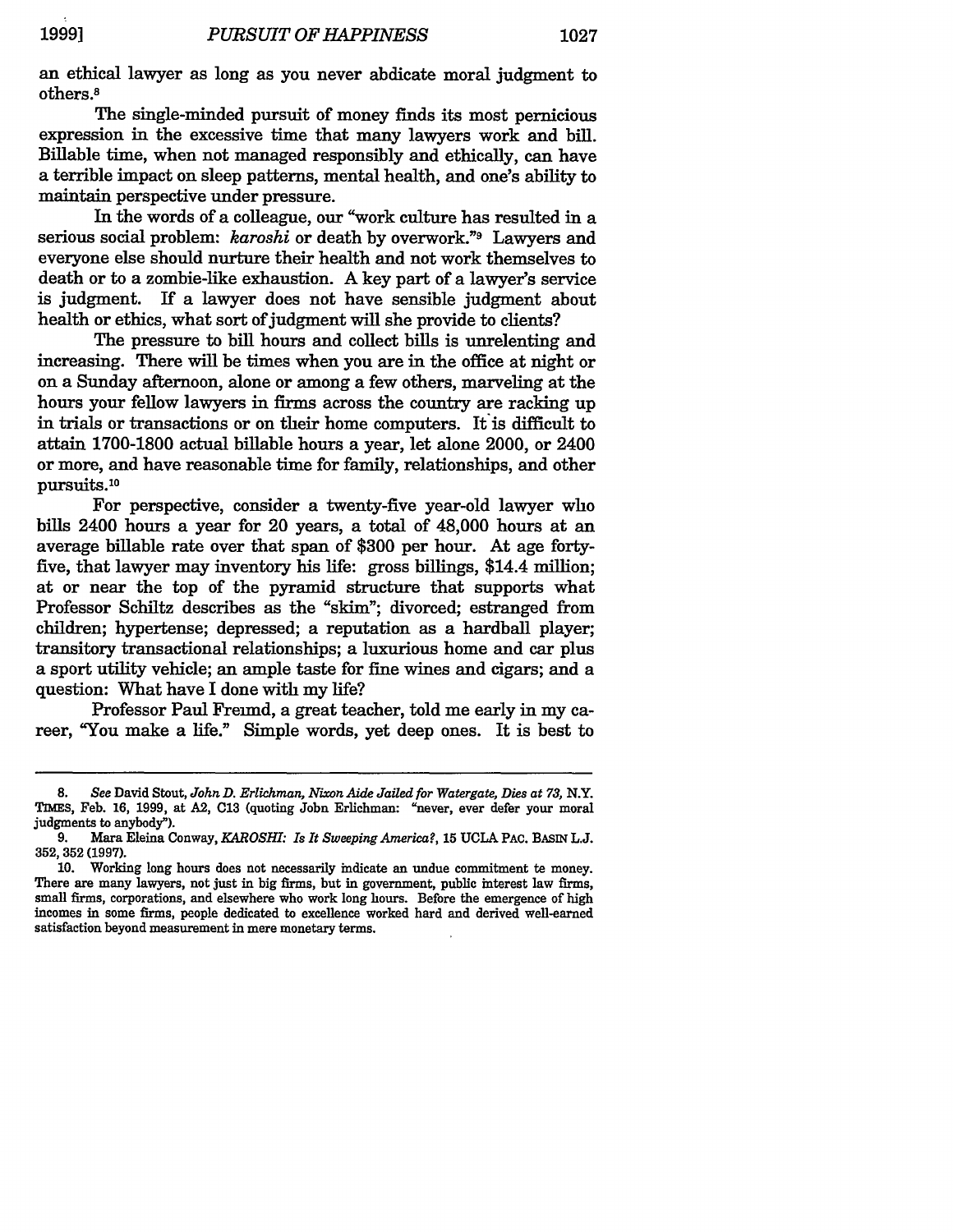an ethical lawyer as long as you never abdicate moral judgment to others.[8]

The single-minded pursuit of money finds its most pernicious expression in the excessive time that many lawyers work and bill. Billable time, when not managed responsibly and ethically, can have a terrible impact on sleep patterns, mental health, and one's ability to maintain perspective under pressure.

In the words of a colleague, our "work culture has resulted in a serious social problem: *karoshi* or death by overwork."[9] Lawyers and everyone else should nurture their health and not work themselves to death or to a zombie-like exhaustion. A key part of a lawyer's service is judgment. If a lawyer does not have sensible judgment about health or ethics, what sort of judgment will she provide to clients?

The pressure to bill hours and collect bills is unrelenting and increasing. There will be times when you are in the office at night or on a Sunday afternoon, alone or among a few others, marveling at the hours your fellow lawyers in firms across the country are racking up in trials or transactions or on their home computers. It is difficult to attain 1700-1800 actual billable hours a year, let alone 2000, or 2400 or more, and have reasonable time for family, relationships, and other pursuits.[10]

For perspective, consider a twenty-five year-old lawyer who bills 2400 hours a year for 20 years, a total of 48,000 hours at an average billable rate over that span of $300 per hour. At age forty-five, that lawyer may inventory his life: gross billings, $14.4 million; at or near the top of the pyramid structure that supports what Professor Schiltz describes as the "skim"; divorced; estranged from children; hypertense; depressed; a reputation as a hardball player; transitory transactional relationships; a luxurious home and car plus a sport utility vehicle; an ample taste for fine wines and cigars; and a question: What have I done with my life?

Professor Paul Freund, a great teacher, told me early in my career, "You make a life." Simple words, yet deep ones. It is best to

---

8. *See* David Stout, *John D. Erlichman, Nixon Aide Jailed for Watergate, Dies at 73*, N.Y. TIMES, Feb. 16, 1999, at A2, C13 (quoting John Erlichman: "never, ever defer your moral judgments to anybody").

9. Mara Eleina Conway, *KAROSHI: Is It Sweeping America?*, 15 UCLA PAC. BASIN L.J. 352, 352 (1997).

10. Working long hours does not necessarily indicate an undue commitment to money. There are many lawyers, not just in big firms, but in government, public interest law firms, small firms, corporations, and elsewhere who work long hours. Before the emergence of high incomes in some firms, people dedicated to excellence worked hard and derived well-earned satisfaction beyond measurement in mere monetary terms.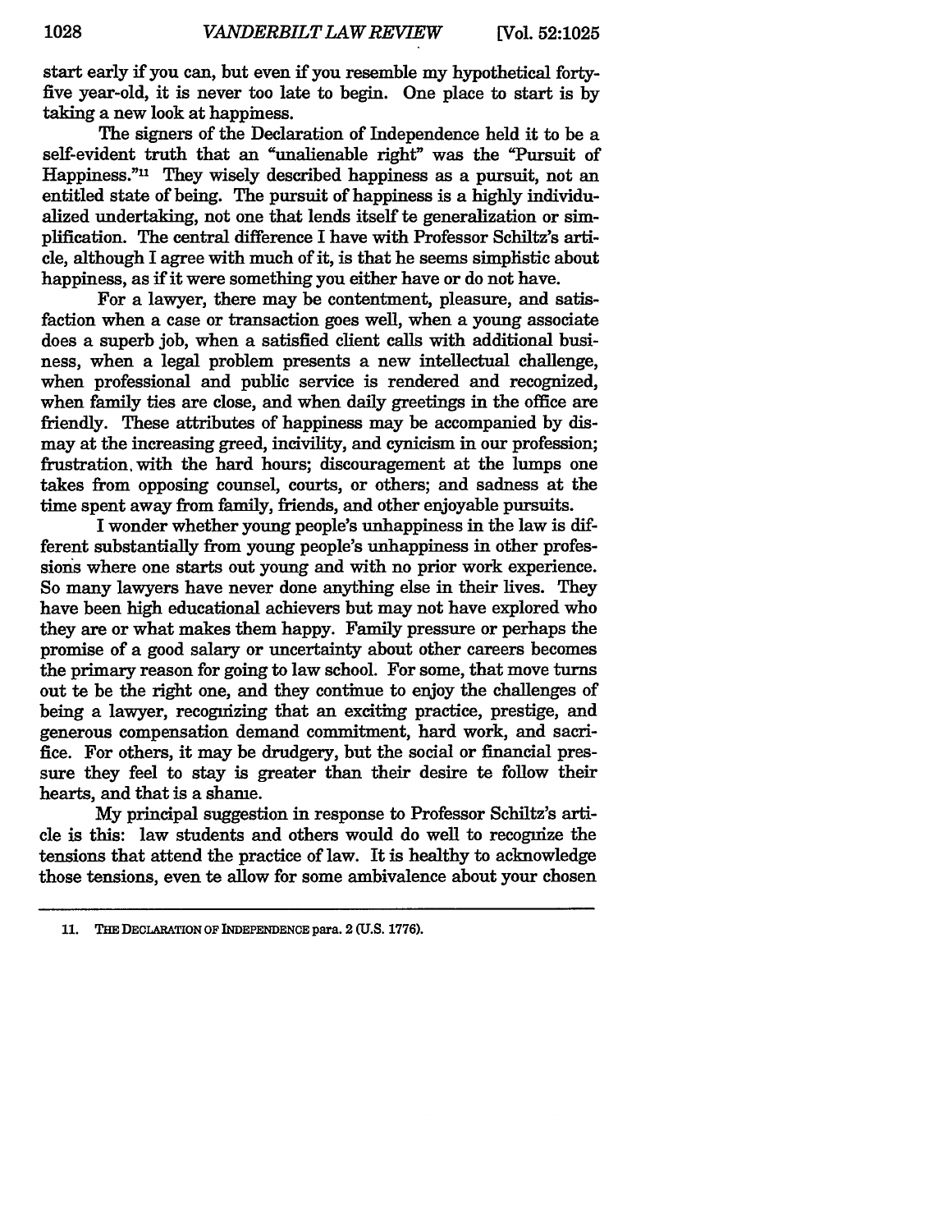start early if you can, but even if you resemble my hypothetical forty-five year-old, it is never too late to begin. One place to start is by taking a new look at happiness.

The signers of the Declaration of Independence held it to be a self-evident truth that an "unalienable right" was the "Pursuit of Happiness."[11] They wisely described happiness as a pursuit, not an entitled state of being. The pursuit of happiness is a highly individualized undertaking, not one that lends itself te generalization or simplification. The central difference I have with Professor Schiltz's article, although I agree with much of it, is that he seems simplistic about happiness, as if it were something you either have or do not have.

For a lawyer, there may be contentment, pleasure, and satisfaction when a case or transaction goes well, when a young associate does a superb job, when a satisfied client calls with additional business, when a legal problem presents a new intellectual challenge, when professional and public service is rendered and recognized, when family ties are close, and when daily greetings in the office are friendly. These attributes of happiness may be accompanied by dismay at the increasing greed, incivility, and cynicism in our profession; frustration with the hard hours; discouragement at the lumps one takes from opposing counsel, courts, or others; and sadness at the time spent away from family, friends, and other enjoyable pursuits.

I wonder whether young people's unhappiness in the law is different substantially from young people's unhappiness in other professions where one starts out young and with no prior work experience. So many lawyers have never done anything else in their lives. They have been high educational achievers but may not have explored who they are or what makes them happy. Family pressure or perhaps the promise of a good salary or uncertainty about other careers becomes the primary reason for going to law school. For some, that move turns out te be the right one, and they continue to enjoy the challenges of being a lawyer, recognizing that an exciting practice, prestige, and generous compensation demand commitment, hard work, and sacrifice. For others, it may be drudgery, but the social or financial pressure they feel to stay is greater than their desire te follow their hearts, and that is a shame.

My principal suggestion in response to Professor Schiltz's article is this: law students and others would do well to recognize the tensions that attend the practice of law. It is healthy to acknowledge those tensions, even te allow for some ambivalence about your chosen

---

11. THE DECLARATION OF INDEPENDENCE para. 2 (U.S. 1776).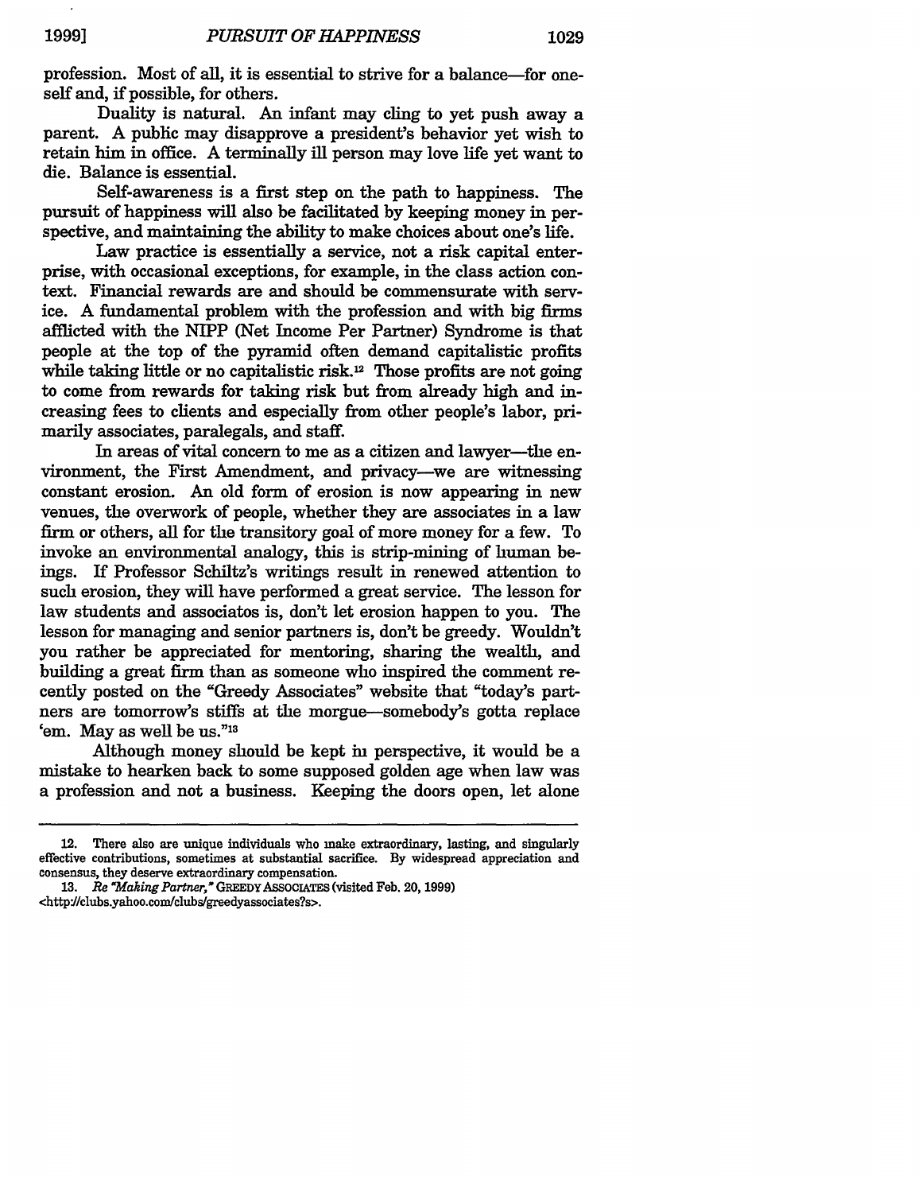profession. Most of all, it is essential to strive for a balance—for oneself and, if possible, for others.

Duality is natural. An infant may cling to yet push away a parent. A public may disapprove a president's behavior yet wish to retain him in office. A terminally ill person may love life yet want to die. Balance is essential.

Self-awareness is a first step on the path to happiness. The pursuit of happiness will also be facilitated by keeping money in perspective, and maintaining the ability to make choices about one's life.

Law practice is essentially a service, not a risk capital enterprise, with occasional exceptions, for example, in the class action context. Financial rewards are and should be commensurate with service. A fundamental problem with the profession and with big firms afflicted with the NIPP (Net Income Per Partner) Syndrome is that people at the top of the pyramid often demand capitalistic profits while taking little or no capitalistic risk.[12] Those profits are not going to come from rewards for taking risk but from already high and increasing fees to clients and especially from other people's labor, primarily associates, paralegals, and staff.

In areas of vital concern to me as a citizen and lawyer—the environment, the First Amendment, and privacy—we are witnessing constant erosion. An old form of erosion is now appearing in new venues, the overwork of people, whether they are associates in a law firm or others, all for the transitory goal of more money for a few. To invoke an environmental analogy, this is strip-mining of human beings. If Professor Schiltz's writings result in renewed attention to such erosion, they will have performed a great service. The lesson for law students and associates is, don't let erosion happen to you. The lesson for managing and senior partners is, don't be greedy. Wouldn't you rather be appreciated for mentoring, sharing the wealth, and building a great firm than as someone who inspired the comment recently posted on the "Greedy Associates" website that "today's partners are tomorrow's stiffs at the morgue—somebody's gotta replace 'em. May as well be us."[13]

Although money should be kept in perspective, it would be a mistake to hearken back to some supposed golden age when law was a profession and not a business. Keeping the doors open, let alone

---

12. There also are unique individuals who make extraordinary, lasting, and singularly effective contributions, sometimes at substantial sacrifice. By widespread appreciation and consensus, they deserve extraordinary compensation.

13. *Re "Making Partner,"* GREEDY ASSOCIATES (visited Feb. 20, 1999) <http://clubs.yahoo.com/clubs/greedyassociates?s>.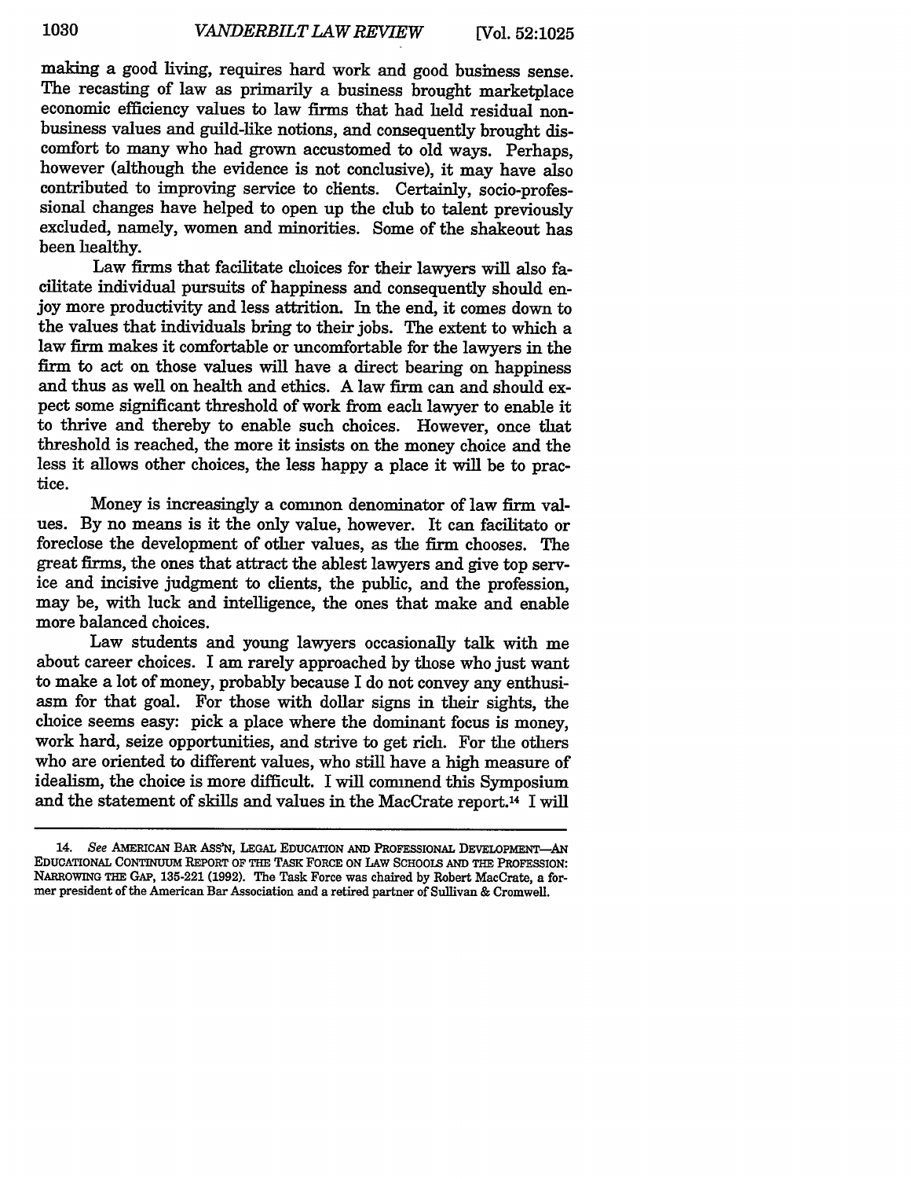making a good living, requires hard work and good business sense. The recasting of law as primarily a business brought marketplace economic efficiency values to law firms that had held residual non-business values and guild-like notions, and consequently brought discomfort to many who had grown accustomed to old ways. Perhaps, however (although the evidence is not conclusive), it may have also contributed to improving service to clients. Certainly, socio-professional changes have helped to open up the club to talent previously excluded, namely, women and minorities. Some of the shakeout has been healthy.

Law firms that facilitate choices for their lawyers will also facilitate individual pursuits of happiness and consequently should enjoy more productivity and less attrition. In the end, it comes down to the values that individuals bring to their jobs. The extent to which a law firm makes it comfortable or uncomfortable for the lawyers in the firm to act on those values will have a direct bearing on happiness and thus as well on health and ethics. A law firm can and should expect some significant threshold of work from each lawyer to enable it to thrive and thereby to enable such choices. However, once that threshold is reached, the more it insists on the money choice and the less it allows other choices, the less happy a place it will be to practice.

Money is increasingly a common denominator of law firm values. By no means is it the only value, however. It can facilitato or foreclose the development of other values, as the firm chooses. The great firms, the ones that attract the ablest lawyers and give top service and incisive judgment to clients, the public, and the profession, may be, with luck and intelligence, the ones that make and enable more balanced choices.

Law students and young lawyers occasionally talk with me about career choices. I am rarely approached by those who just want to make a lot of money, probably because I do not convey any enthusiasm for that goal. For those with dollar signs in their sights, the choice seems easy: pick a place where the dominant focus is money, work hard, seize opportunities, and strive to get rich. For the others who are oriented to different values, who still have a high measure of idealism, the choice is more difficult. I will commend this Symposium and the statement of skills and values in the MacCrate report.[14] I will

---

14. *See* AMERICAN BAR ASS'N, LEGAL EDUCATION AND PROFESSIONAL DEVELOPMENT—AN EDUCATIONAL CONTINUUM REPORT OF THE TASK FORCE ON LAW SCHOOLS AND THE PROFESSION: NARROWING THE GAP, 135-221 (1992). The Task Force was chaired by Robert MacCrate, a former president of the American Bar Association and a retired partner of Sullivan & Cromwell.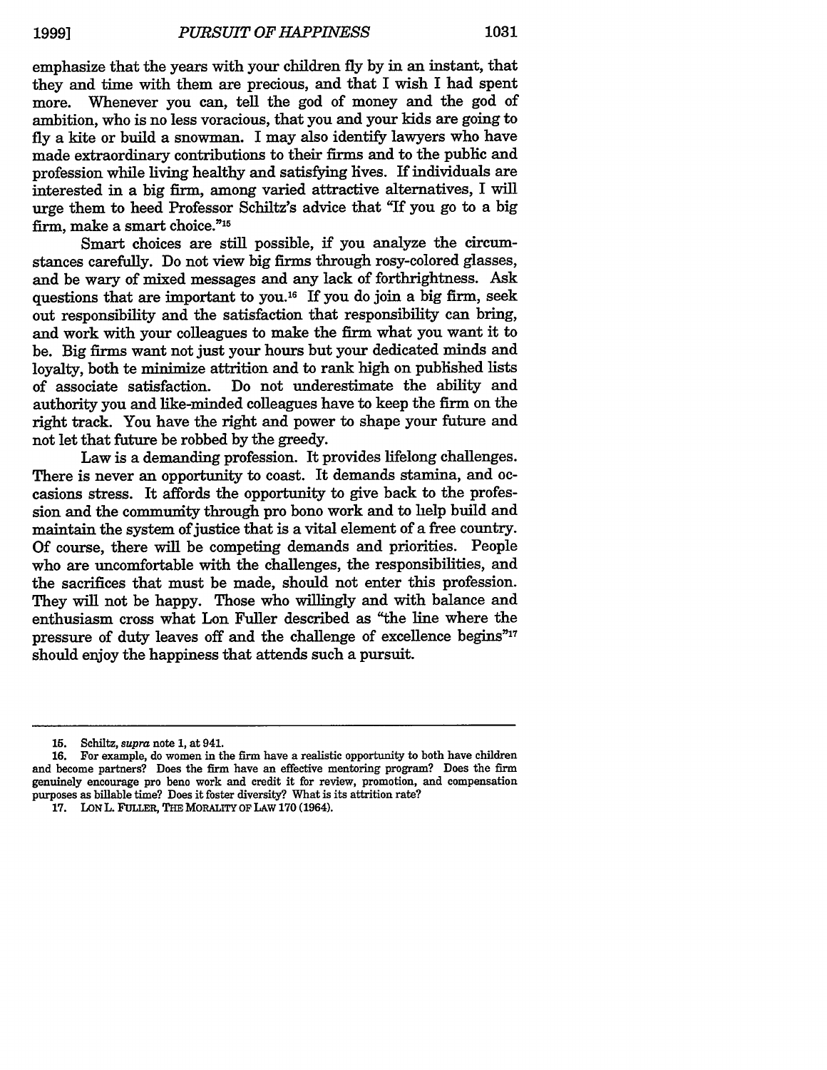emphasize that the years with your children fly by in an instant, that they and time with them are precious, and that I wish I had spent more. Whenever you can, tell the god of money and the god of ambition, who is no less voracious, that you and your kids are going to fly a kite or build a snowman. I may also identify lawyers who have made extraordinary contributions to their firms and to the public and profession while living healthy and satisfying lives. If individuals are interested in a big firm, among varied attractive alternatives, I will urge them to heed Professor Schiltz's advice that "If you go to a big firm, make a smart choice."[15]

Smart choices are still possible, if you analyze the circumstances carefully. Do not view big firms through rosy-colored glasses, and be wary of mixed messages and any lack of forthrightness. Ask questions that are important to you.[16] If you do join a big firm, seek out responsibility and the satisfaction that responsibility can bring, and work with your colleagues to make the firm what you want it to be. Big firms want not just your hours but your dedicated minds and loyalty, both te minimize attrition and to rank high on published lists of associate satisfaction. Do not underestimate the ability and authority you and like-minded colleagues have to keep the firm on the right track. You have the right and power to shape your future and not let that future be robbed by the greedy.

Law is a demanding profession. It provides lifelong challenges. There is never an opportunity to coast. It demands stamina, and occasions stress. It affords the opportunity to give back to the profession and the community through pro bono work and to help build and maintain the system of justice that is a vital element of a free country. Of course, there will be competing demands and priorities. People who are uncomfortable with the challenges, the responsibilities, and the sacrifices that must be made, should not enter this profession. They will not be happy. Those who willingly and with balance and enthusiasm cross what Lon Fuller described as "the line where the pressure of duty leaves off and the challenge of excellence begins"[17] should enjoy the happiness that attends such a pursuit.

---

15. Schiltz, *supra* note 1, at 941.

16. For example, do women in the firm have a realistic opportunity to both have children and become partners? Does the firm have an effective mentoring program? Does the firm genuinely encourage pro bono work and credit it for review, promotion, and compensation purposes as billable time? Does it foster diversity? What is its attrition rate?

17. LON L. FULLER, THE MORALITY OF LAW 170 (1964).